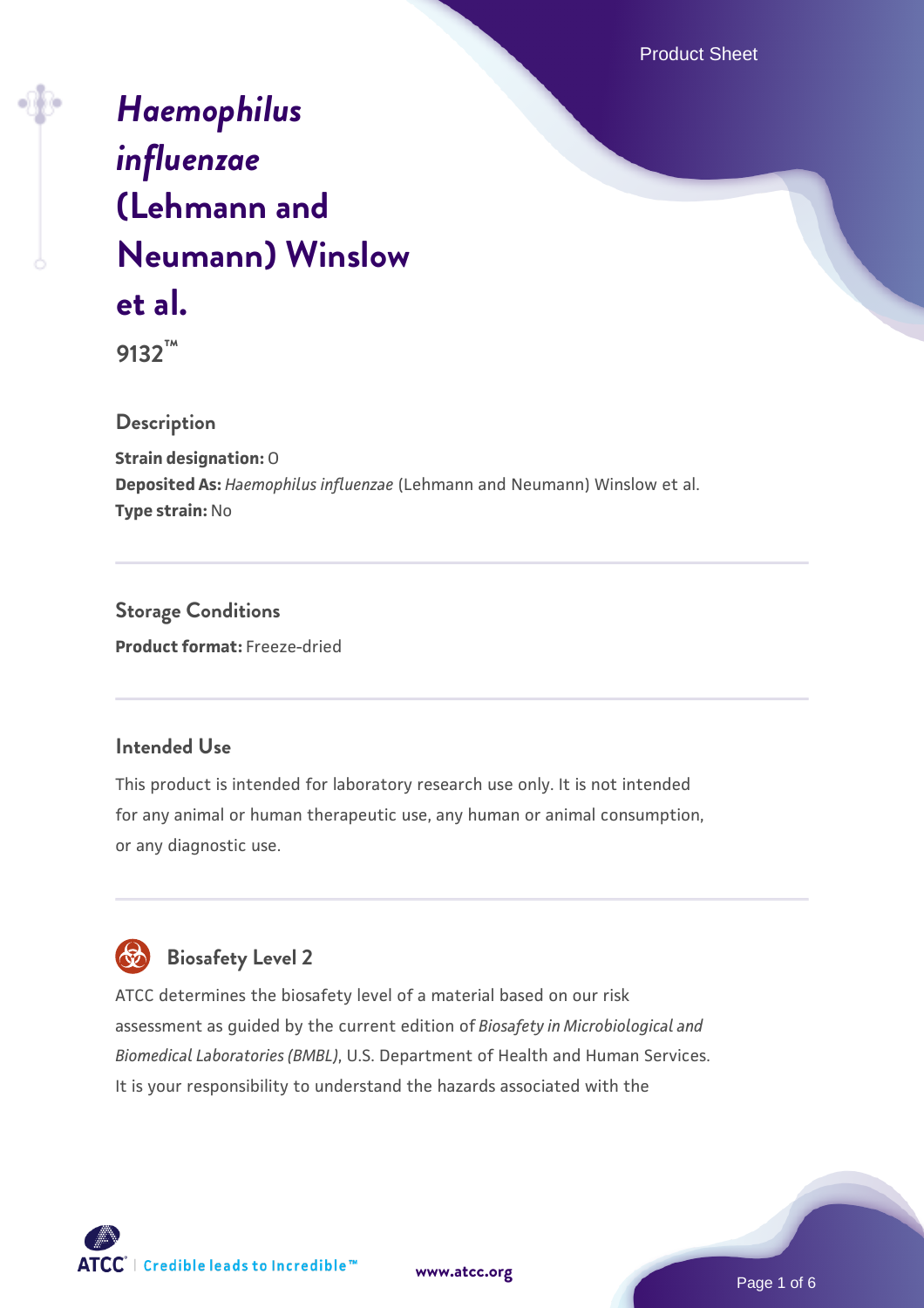# *Haemophilus influenzae* (Lehmann and Neumann) Winslow et al.

**9132™**

## Description

**Strain designation:** O
**Deposited As:** *Haemophilus influenzae* (Lehmann and Neumann) Winslow et al.
**Type strain:** No

## Storage Conditions

**Product format:** Freeze-dried

## Intended Use

This product is intended for laboratory research use only. It is not intended for any animal or human therapeutic use, any human or animal consumption, or any diagnostic use.

## Biosafety Level 2

ATCC determines the biosafety level of a material based on our risk assessment as guided by the current edition of *Biosafety in Microbiological and Biomedical Laboratories (BMBL)*, U.S. Department of Health and Human Services. It is your responsibility to understand the hazards associated with the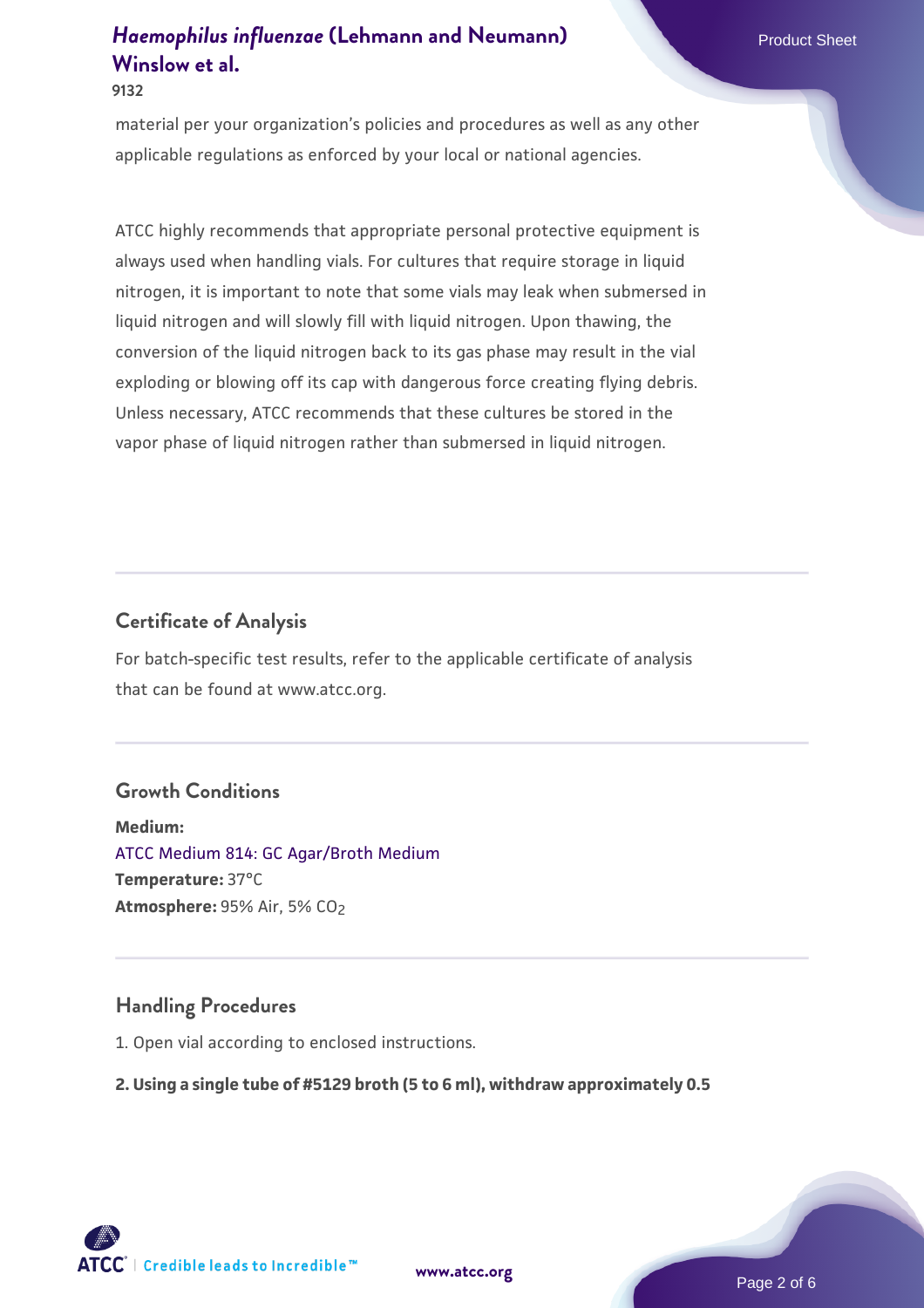material per your organization's policies and procedures as well as any other applicable regulations as enforced by your local or national agencies.

ATCC highly recommends that appropriate personal protective equipment is always used when handling vials. For cultures that require storage in liquid nitrogen, it is important to note that some vials may leak when submersed in liquid nitrogen and will slowly fill with liquid nitrogen. Upon thawing, the conversion of the liquid nitrogen back to its gas phase may result in the vial exploding or blowing off its cap with dangerous force creating flying debris. Unless necessary, ATCC recommends that these cultures be stored in the vapor phase of liquid nitrogen rather than submersed in liquid nitrogen.

## Certificate of Analysis

For batch-specific test results, refer to the applicable certificate of analysis that can be found at www.atcc.org.

## Growth Conditions

**Medium:**
ATCC Medium 814: GC Agar/Broth Medium
**Temperature:** 37°C
**Atmosphere:** 95% Air, 5% $CO_2$

## Handling Procedures

1. Open vial according to enclosed instructions.

**2. Using a single tube of #5129 broth (5 to 6 ml), withdraw approximately 0.5**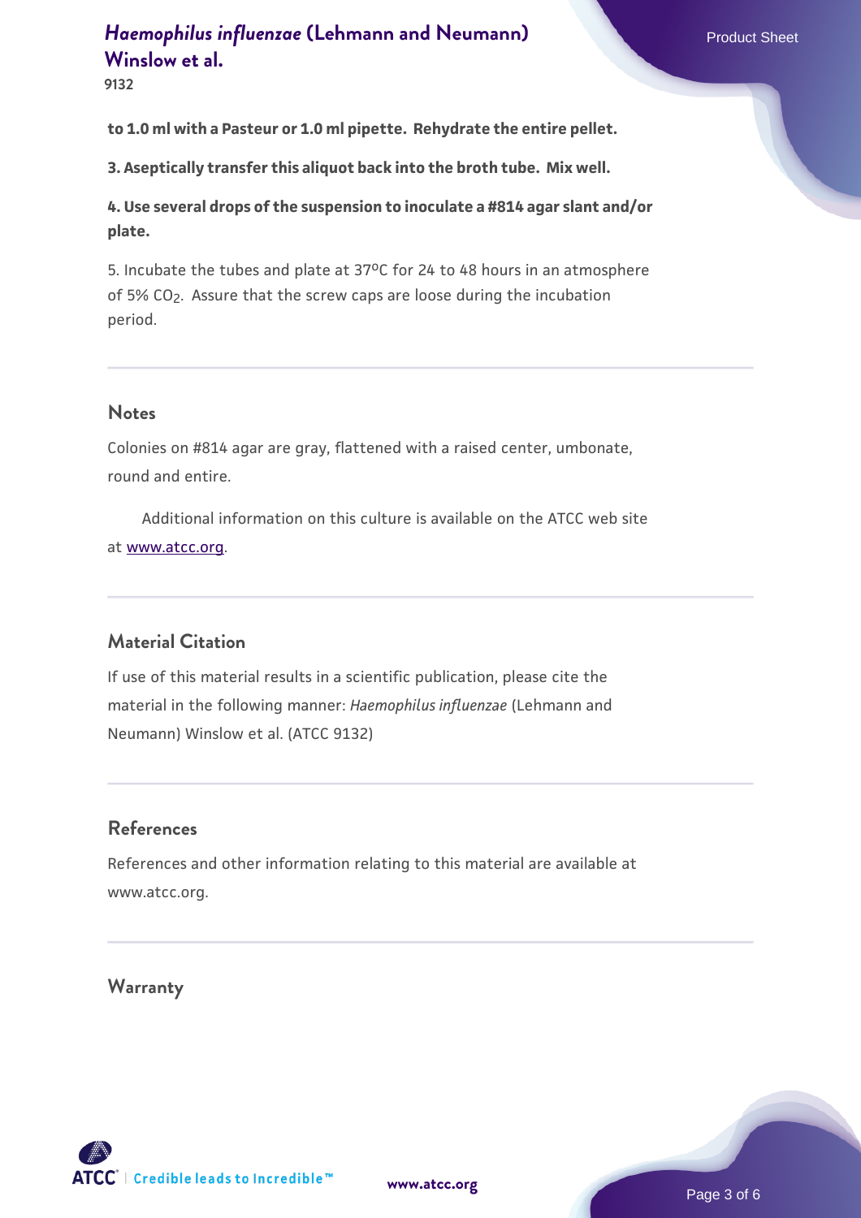**to 1.0 ml with a Pasteur or 1.0 ml pipette. Rehydrate the entire pellet.**

**3. Aseptically transfer this aliquot back into the broth tube. Mix well.**

**4. Use several drops of the suspension to inoculate a #814 agar slant and/or plate.**

5. Incubate the tubes and plate at 37ºC for 24 to 48 hours in an atmosphere of 5% $CO_2$. Assure that the screw caps are loose during the incubation period.

## Notes

Colonies on #814 agar are gray, flattened with a raised center, umbonate, round and entire.

Additional information on this culture is available on the ATCC web site at www.atcc.org.

## Material Citation

If use of this material results in a scientific publication, please cite the material in the following manner: *Haemophilus influenzae* (Lehmann and Neumann) Winslow et al. (ATCC 9132)

## References

References and other information relating to this material are available at www.atcc.org.

## Warranty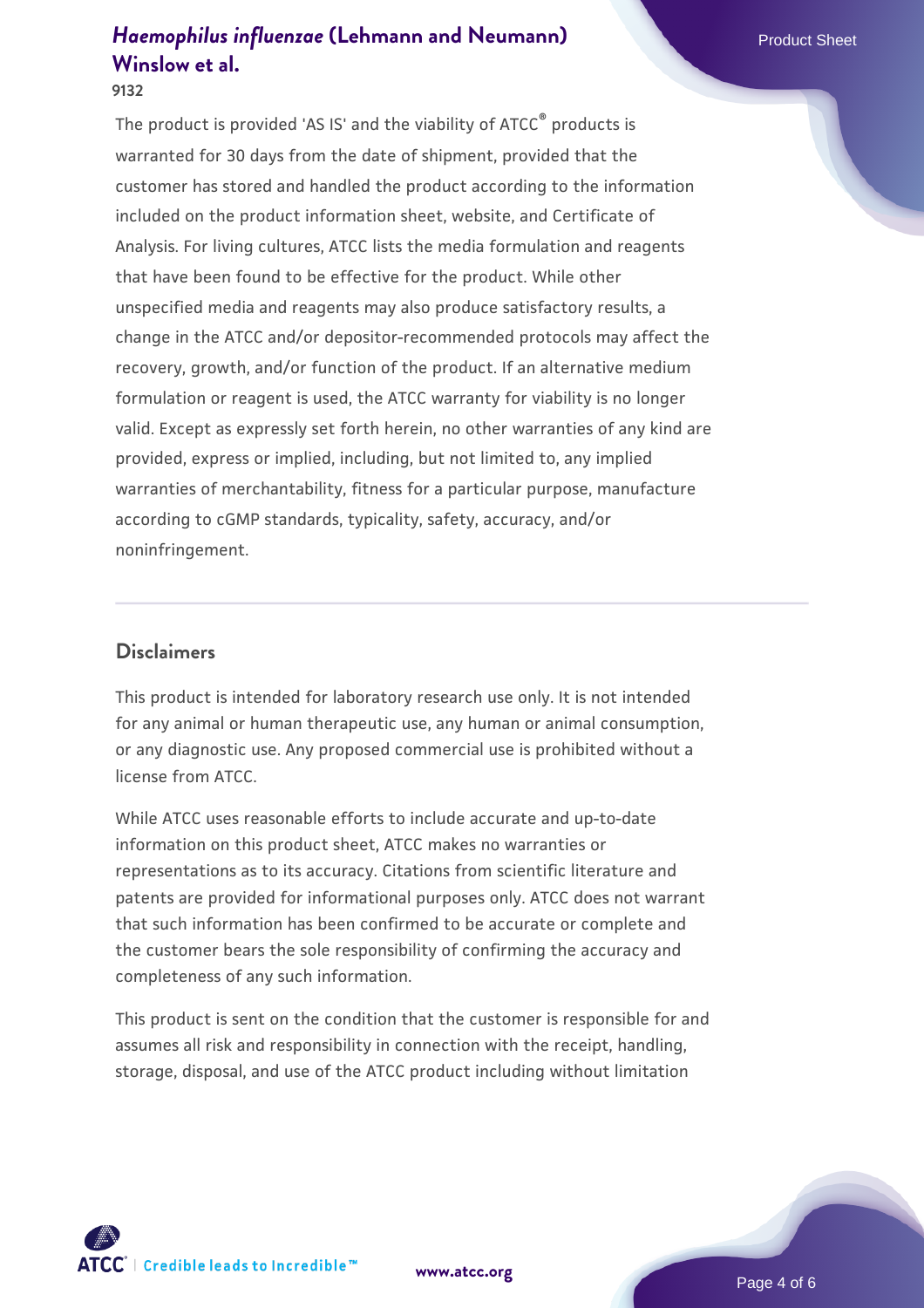The product is provided 'AS IS' and the viability of ATCC® products is warranted for 30 days from the date of shipment, provided that the customer has stored and handled the product according to the information included on the product information sheet, website, and Certificate of Analysis. For living cultures, ATCC lists the media formulation and reagents that have been found to be effective for the product. While other unspecified media and reagents may also produce satisfactory results, a change in the ATCC and/or depositor-recommended protocols may affect the recovery, growth, and/or function of the product. If an alternative medium formulation or reagent is used, the ATCC warranty for viability is no longer valid. Except as expressly set forth herein, no other warranties of any kind are provided, express or implied, including, but not limited to, any implied warranties of merchantability, fitness for a particular purpose, manufacture according to cGMP standards, typicality, safety, accuracy, and/or noninfringement.

## Disclaimers

This product is intended for laboratory research use only. It is not intended for any animal or human therapeutic use, any human or animal consumption, or any diagnostic use. Any proposed commercial use is prohibited without a license from ATCC.

While ATCC uses reasonable efforts to include accurate and up-to-date information on this product sheet, ATCC makes no warranties or representations as to its accuracy. Citations from scientific literature and patents are provided for informational purposes only. ATCC does not warrant that such information has been confirmed to be accurate or complete and the customer bears the sole responsibility of confirming the accuracy and completeness of any such information.

This product is sent on the condition that the customer is responsible for and assumes all risk and responsibility in connection with the receipt, handling, storage, disposal, and use of the ATCC product including without limitation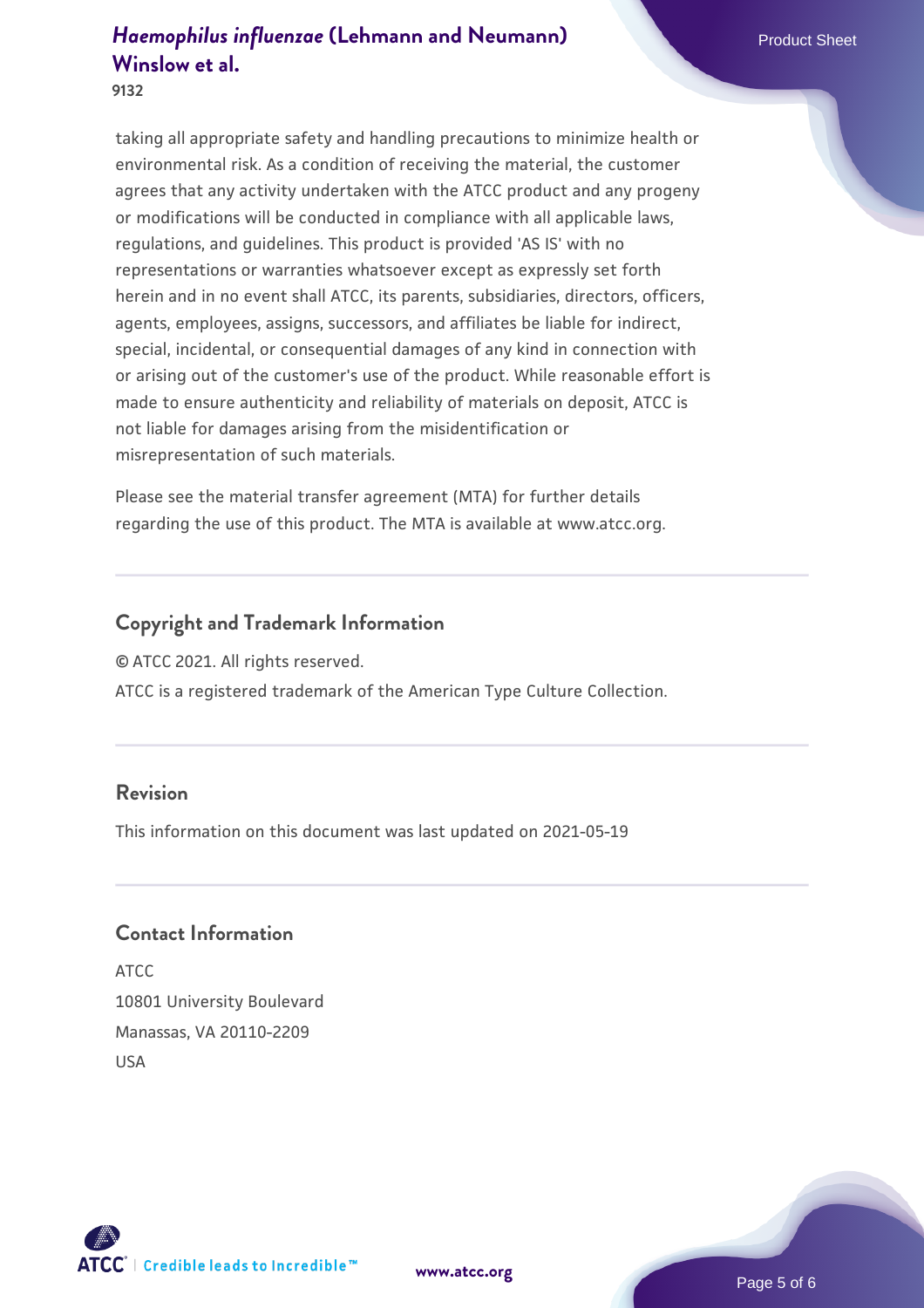taking all appropriate safety and handling precautions to minimize health or environmental risk. As a condition of receiving the material, the customer agrees that any activity undertaken with the ATCC product and any progeny or modifications will be conducted in compliance with all applicable laws, regulations, and guidelines. This product is provided 'AS IS' with no representations or warranties whatsoever except as expressly set forth herein and in no event shall ATCC, its parents, subsidiaries, directors, officers, agents, employees, assigns, successors, and affiliates be liable for indirect, special, incidental, or consequential damages of any kind in connection with or arising out of the customer's use of the product. While reasonable effort is made to ensure authenticity and reliability of materials on deposit, ATCC is not liable for damages arising from the misidentification or misrepresentation of such materials.

Please see the material transfer agreement (MTA) for further details regarding the use of this product. The MTA is available at www.atcc.org.

## Copyright and Trademark Information

© ATCC 2021. All rights reserved.

ATCC is a registered trademark of the American Type Culture Collection.

## Revision

This information on this document was last updated on 2021-05-19

## Contact Information

ATCC
10801 University Boulevard
Manassas, VA 20110-2209
USA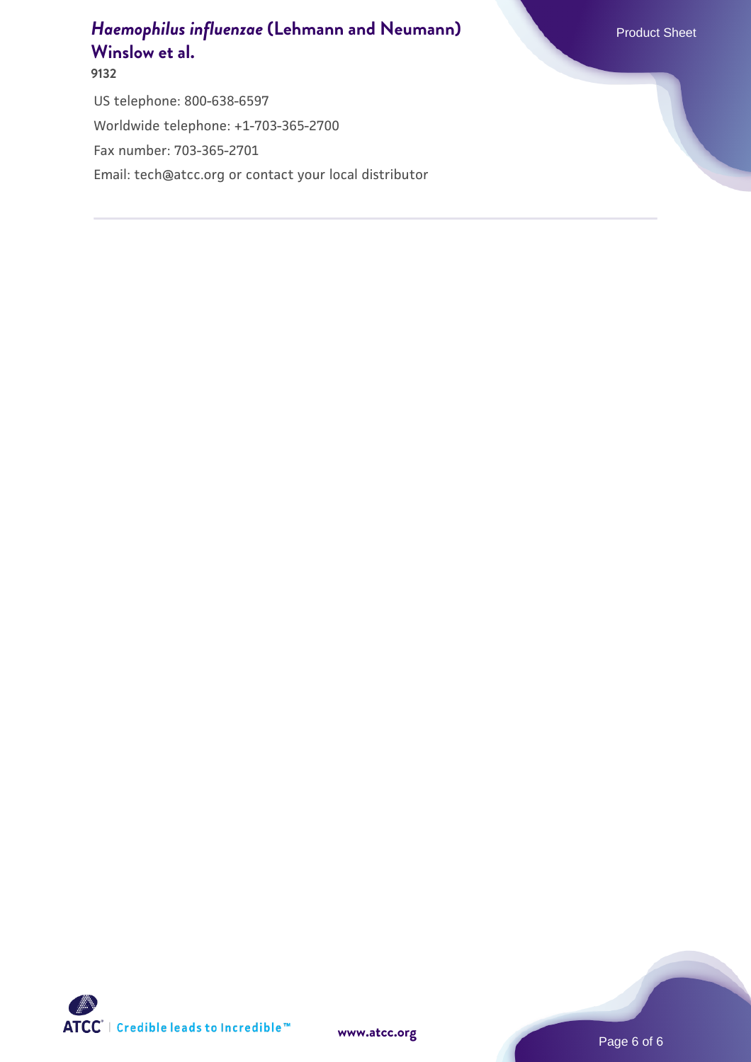US telephone: 800-638-6597

Worldwide telephone: +1-703-365-2700

Fax number: 703-365-2701

Email: tech@atcc.org or contact your local distributor